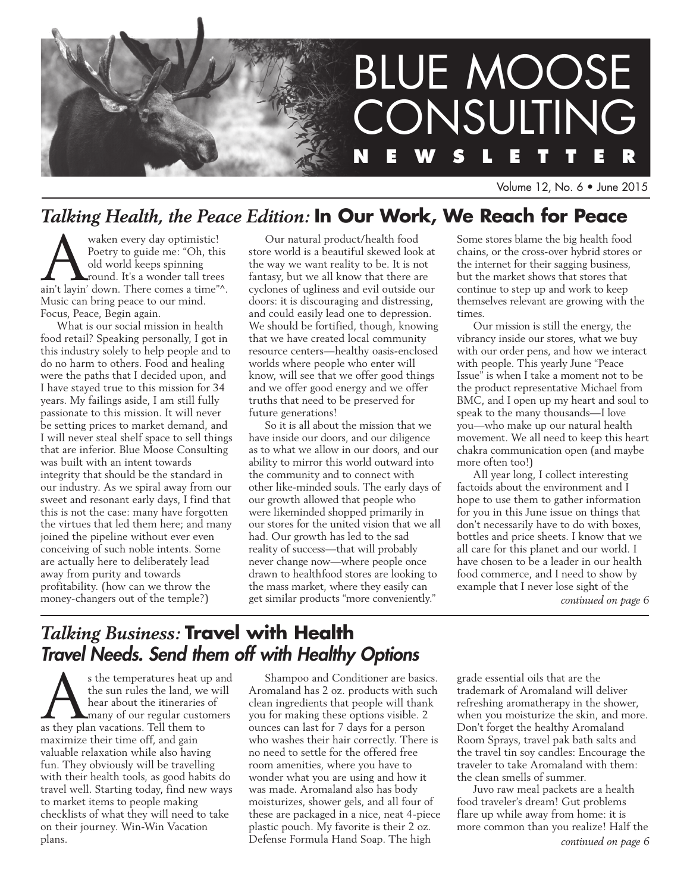// Blue Moose Consulting Newsletter — Vol. 12 No. 6 (June 2015), page 1 of 8.

# BLUE MOOSE CONSULTING NEWSLETTER

Volume 12, No. 6 • June 2015

## *Talking Health, the Peace Edition:* In Our Work, We Reach for Peace

Awaken every day optimistic! Poetry to guide me: "Oh, this old world keeps spinning round. It's a wonder tall trees ain't layin' down. There comes a time"^. Music can bring peace to our mind. Focus, Peace, Begin again.

What is our social mission in health food retail? Speaking personally, I got in this industry solely to help people and to do no harm to others. Food and healing were the paths that I decided upon, and I have stayed true to this mission for 34 years. My failings aside, I am still fully passionate to this mission. It will never be setting prices to market demand, and I will never steal shelf space to sell things that are inferior. Blue Moose Consulting was built with an intent towards integrity that should be the standard in our industry. As we spiral away from our sweet and resonant early days, I find that this is not the case: many have forgotten the virtues that led them here; and many joined the pipeline without ever even conceiving of such noble intents. Some are actually here to deliberately lead away from purity and towards profitability. (how can we throw the money-changers out of the temple?)

Our natural product/health food store world is a beautiful skewed look at the way we want reality to be. It is not fantasy, but we all know that there are cyclones of ugliness and evil outside our doors: it is discouraging and distressing, and could easily lead one to depression. We should be fortified, though, knowing that we have created local community resource centers—healthy oasis-enclosed worlds where people who enter will know, will see that we offer good things and we offer good energy and we offer truths that need to be preserved for future generations!

So it is all about the mission that we have inside our doors, and our diligence as to what we allow in our doors, and our ability to mirror this world outward into the community and to connect with other like-minded souls. The early days of our growth allowed that people who were likeminded shopped primarily in our stores for the united vision that we all had. Our growth has led to the sad reality of success—that will probably never change now—where people once drawn to healthfood stores are looking to the mass market, where they easily can get similar products "more conveniently." Some stores blame the big health food chains, or the cross-over hybrid stores or the internet for their sagging business, but the market shows that stores that continue to step up and work to keep themselves relevant are growing with the times.

Our mission is still the energy, the vibrancy inside our stores, what we buy with our order pens, and how we interact with people. This yearly June "Peace Issue" is when I take a moment not to be the product representative Michael from BMC, and I open up my heart and soul to speak to the many thousands—I love you—who make up our natural health movement. We all need to keep this heart chakra communication open (and maybe more often too!)

All year long, I collect interesting factoids about the environment and I hope to use them to gather information for you in this June issue on things that don't necessarily have to do with boxes, bottles and price sheets. I know that we all care for this planet and our world. I have chosen to be a leader in our health food commerce, and I need to show by example that I never lose sight of the

*continued on page 6*

## *Talking Business:* Travel with Health

### *Travel Needs. Send them off with Healthy Options*

As the temperatures heat up and the sun rules the land, we will hear about the itineraries of many of our regular customers as they plan vacations. Tell them to maximize their time off, and gain valuable relaxation while also having fun. They obviously will be travelling with their health tools, as good habits do travel well. Starting today, find new ways to market items to people making checklists of what they will need to take on their journey. Win-Win Vacation plans.

Shampoo and Conditioner are basics. Aromaland has 2 oz. products with such clean ingredients that people will thank you for making these options visible. 2 ounces can last for 7 days for a person who washes their hair correctly. There is no need to settle for the offered free room amenities, where you have to wonder what you are using and how it was made. Aromaland also has body moisturizes, shower gels, and all four of these are packaged in a nice, neat 4-piece plastic pouch. My favorite is their 2 oz. Defense Formula Hand Soap. The high grade essential oils that are the trademark of Aromaland will deliver refreshing aromatherapy in the shower, when you moisturize the skin, and more. Don't forget the healthy Aromaland Room Sprays, travel pak bath salts and the travel tin soy candles: Encourage the traveler to take Aromaland with them: the clean smells of summer.

Juvo raw meal packets are a health food traveler's dream! Gut problems flare up while away from home: it is more common than you realize! Half the

*continued on page 6*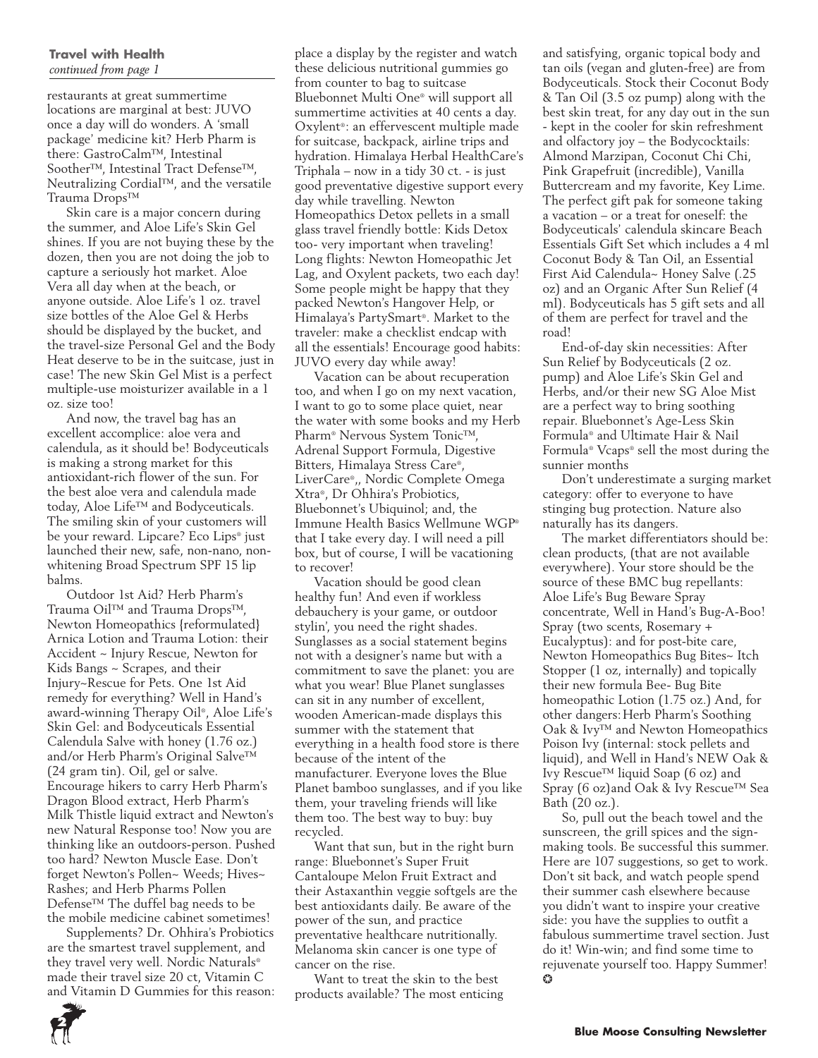**Travel with Health**
*continued from page 1*

restaurants at great summertime locations are marginal at best: JUVO once a day will do wonders. A 'small package' medicine kit? Herb Pharm is there: GastroCalm™, Intestinal Soother™, Intestinal Tract Defense™, Neutralizing Cordial™, and the versatile Trauma Drops™

Skin care is a major concern during the summer, and Aloe Life's Skin Gel shines. If you are not buying these by the dozen, then you are not doing the job to capture a seriously hot market. Aloe Vera all day when at the beach, or anyone outside. Aloe Life's 1 oz. travel size bottles of the Aloe Gel & Herbs should be displayed by the bucket, and the travel-size Personal Gel and the Body Heat deserve to be in the suitcase, just in case! The new Skin Gel Mist is a perfect multiple-use moisturizer available in a 1 oz. size too!

And now, the travel bag has an excellent accomplice: aloe vera and calendula, as it should be! Bodyceuticals is making a strong market for this antioxidant-rich flower of the sun. For the best aloe vera and calendula made today, Aloe Life™ and Bodyceuticals. The smiling skin of your customers will be your reward. Lipcare? Eco Lips® just launched their new, safe, non-nano, non-whitening Broad Spectrum SPF 15 lip balms.

Outdoor 1st Aid? Herb Pharm's Trauma Oil™ and Trauma Drops™, Newton Homeopathics {reformulated} Arnica Lotion and Trauma Lotion: their Accident ~ Injury Rescue, Newton for Kids Bangs ~ Scrapes, and their Injury~Rescue for Pets. One 1st Aid remedy for everything? Well in Hand's award-winning Therapy Oil®, Aloe Life's Skin Gel: and Bodyceuticals Essential Calendula Salve with honey (1.76 oz.) and/or Herb Pharm's Original Salve™ (24 gram tin). Oil, gel or salve. Encourage hikers to carry Herb Pharm's Dragon Blood extract, Herb Pharm's Milk Thistle liquid extract and Newton's new Natural Response too! Now you are thinking like an outdoors-person. Pushed too hard? Newton Muscle Ease. Don't forget Newton's Pollen~ Weeds; Hives~ Rashes; and Herb Pharms Pollen Defense™ The duffel bag needs to be the mobile medicine cabinet sometimes!

Supplements? Dr. Ohhira's Probiotics are the smartest travel supplement, and they travel very well. Nordic Naturals® made their travel size 20 ct, Vitamin C and Vitamin D Gummies for this reason: place a display by the register and watch these delicious nutritional gummies go from counter to bag to suitcase Bluebonnet Multi One® will support all summertime activities at 40 cents a day. Oxylent®: an effervescent multiple made for suitcase, backpack, airline trips and hydration. Himalaya Herbal HealthCare's Triphala – now in a tidy 30 ct. - is just good preventative digestive support every day while travelling. Newton Homeopathics Detox pellets in a small glass travel friendly bottle: Kids Detox too- very important when traveling! Long flights: Newton Homeopathic Jet Lag, and Oxylent packets, two each day! Some people might be happy that they packed Newton's Hangover Help, or Himalaya's PartySmart®. Market to the traveler: make a checklist endcap with all the essentials! Encourage good habits: JUVO every day while away!

Vacation can be about recuperation too, and when I go on my next vacation, I want to go to some place quiet, near the water with some books and my Herb Pharm® Nervous System Tonic™, Adrenal Support Formula, Digestive Bitters, Himalaya Stress Care®, LiverCare®,, Nordic Complete Omega Xtra®, Dr Ohhira's Probiotics, Bluebonnet's Ubiquinol; and, the Immune Health Basics Wellmune WGP® that I take every day. I will need a pill box, but of course, I will be vacationing to recover!

Vacation should be good clean healthy fun! And even if workless debauchery is your game, or outdoor stylin', you need the right shades. Sunglasses as a social statement begins not with a designer's name but with a commitment to save the planet: you are what you wear! Blue Planet sunglasses can sit in any number of excellent, wooden American-made displays this summer with the statement that everything in a health food store is there because of the intent of the manufacturer. Everyone loves the Blue Planet bamboo sunglasses, and if you like them, your traveling friends will like them too. The best way to buy: buy recycled.

Want that sun, but in the right burn range: Bluebonnet's Super Fruit Cantaloupe Melon Fruit Extract and their Astaxanthin veggie softgels are the best antioxidants daily. Be aware of the power of the sun, and practice preventative healthcare nutritionally. Melanoma skin cancer is one type of cancer on the rise.

Want to treat the skin to the best products available? The most enticing and satisfying, organic topical body and tan oils (vegan and gluten-free) are from Bodyceuticals. Stock their Coconut Body & Tan Oil (3.5 oz pump) along with the best skin treat, for any day out in the sun - kept in the cooler for skin refreshment and olfactory joy – the Bodycocktails: Almond Marzipan, Coconut Chi Chi, Pink Grapefruit (incredible), Vanilla Buttercream and my favorite, Key Lime. The perfect gift pak for someone taking a vacation – or a treat for oneself: the Bodyceuticals' calendula skincare Beach Essentials Gift Set which includes a 4 ml Coconut Body & Tan Oil, an Essential First Aid Calendula~ Honey Salve (.25 oz) and an Organic After Sun Relief (4 ml). Bodyceuticals has 5 gift sets and all of them are perfect for travel and the road!

End-of-day skin necessities: After Sun Relief by Bodyceuticals (2 oz. pump) and Aloe Life's Skin Gel and Herbs, and/or their new SG Aloe Mist are a perfect way to bring soothing repair. Bluebonnet's Age-Less Skin Formula® and Ultimate Hair & Nail Formula® Vcaps® sell the most during the sunnier months

Don't underestimate a surging market category: offer to everyone to have stinging bug protection. Nature also naturally has its dangers.

The market differentiators should be: clean products, (that are not available everywhere). Your store should be the source of these BMC bug repellants: Aloe Life's Bug Beware Spray concentrate, Well in Hand's Bug-A-Boo! Spray (two scents, Rosemary + Eucalyptus): and for post-bite care, Newton Homeopathics Bug Bites~ Itch Stopper (1 oz, internally) and topically their new formula Bee- Bug Bite homeopathic Lotion (1.75 oz.) And, for other dangers: Herb Pharm's Soothing Oak & Ivy™ and Newton Homeopathics Poison Ivy (internal: stock pellets and liquid), and Well in Hand's NEW Oak & Ivy Rescue™ liquid Soap (6 oz) and Spray (6 oz)and Oak & Ivy Rescue™ Sea Bath (20 oz.).

So, pull out the beach towel and the sunscreen, the grill spices and the sign-making tools. Be successful this summer. Here are 107 suggestions, so get to work. Don't sit back, and watch people spend their summer cash elsewhere because you didn't want to inspire your creative side: you have the supplies to outfit a fabulous summertime travel section. Just do it! Win-win; and find some time to rejuvenate yourself too. Happy Summer! ✪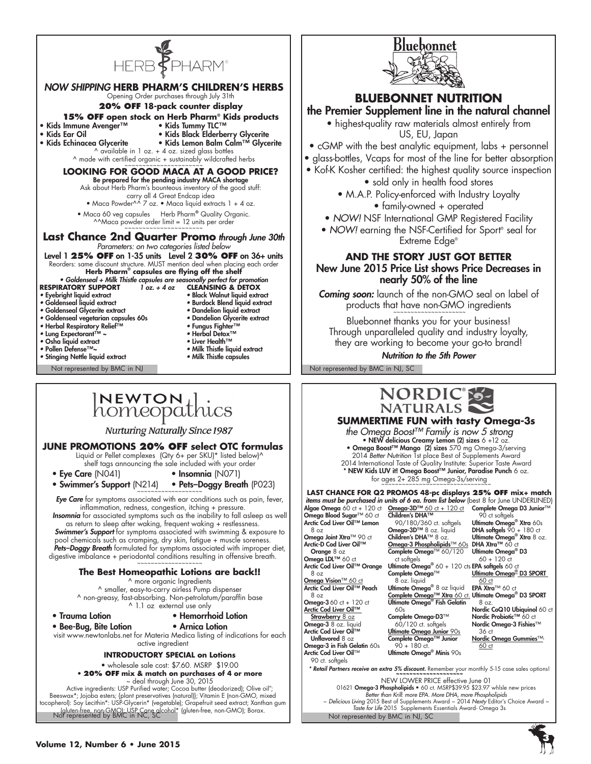# HERB PHARM

## *NOW SHIPPING* HERB PHARM'S CHILDREN'S HERBS

Opening Order purchases through July 31th

**20% OFF 18-pack counter display**

**15% OFF open stock on Herb Pharm® Kids products**

- Kids Immune Avenger™
- Kids Tummy TLC™
- Kids Ear Oil
- Kids Black Elderberry Glycerite
- Kids Echinacea Glycerite
- Kids Lemon Balm Calm™ Glycerite

^ available in 1 oz. + 4 oz. sized glass bottles
^ made with certified organic + sustainably wildcrafted herbs

~~~~~~~~~~~~~~~~~~~~~~

### LOOKING FOR GOOD MACA AT A GOOD PRICE?

**Be prepared for the pending industry MACA shortage**

Ask about Herb Pharm's bounteous inventory of the good stuff: carry all 4 Great Endcap idea

- Maca Powder^^ 7 oz. • Maca liquid extracts 1 + 4 oz.
- Maca 60 veg capsules Herb Pharm® Quality Organic.

^^Maca powder order limit = 12 units per order

~~~~~~~~~~~~~~~~~~~~~~

### Last Chance 2nd Quarter Promo *through June 30th*

*Parameters: on two categories listed below*

Level 1 **25% OFF** on 1-35 units Level 2 **30% OFF** on 36+ units

Reorders: same discount structure. MUST mention deal when placing each order

**Herb Pharm® capsules are flying off the shelf**

*• Goldenseal + Milk Thistle capsules are seasonally perfect for promotion*

**RESPIRATORY SUPPORT** *1 oz. + 4 oz*

- Eyebright liquid extract
- Goldenseal liquid extract
- Goldenseal Glycerite extract
- Goldenseal vegetarian capsules 60s
- Herbal Respiratory Relief™
- Lung Expectorant™ ~
- Osha liquid extract
- Pollen Defense™~
- Stinging Nettle liquid extract

**CLEANSING & DETOX**

- Black Walnut liquid extract
- Burdock Blend liquid extract
- Dandelion liquid extract
- Dandelion Glycerite extract
- Fungus Fighter™
- Herbal Detox™
- Liver Health™
- Milk Thistle liquid extract
- Milk Thistle capsules

Not represented by BMC in NJ

---

# Bluebonnet

## BLUEBONNET NUTRITION

### the Premier Supplement line in the natural channel

- highest-quality raw materials almost entirely from US, EU, Japan
- cGMP with the best analytic equipment, labs + personnel
- glass-bottles, Vcaps for most of the line for better absorption
- Kof-K Kosher certified: the highest quality source inspection
- sold only in health food stores
- M.A.P. Policy-enforced with Industry Loyalty
- family-owned + operated
- *NOW!* NSF International GMP Registered Facility
- *NOW!* earning the NSF-Certified for Sport® seal for Extreme Edge®

### AND THE STORY JUST GOT BETTER

**New June 2015 Price List shows Price Decreases in nearly 50% of the line**

***Coming soon:*** launch of the non-GMO seal on label of products that have non-GMO ingredients

~~~~~~~~~~~~~~~~~~~~~~

Bluebonnet thanks you for your business! Through unparalleled quality and industry loyalty, they are working to become your go-to brand!

***Nutrition to the 5th Power***

Not represented by BMC in NJ, SC

---

# NEWTON homeopathics

*Nurturing Naturally Since 1987*

### JUNE PROMOTIONS 20% OFF select OTC formulas

Liquid or Pellet complexes (Qty 6+ per SKU)* listed below)^
shelf tags announcing the sale included with your order

- **Eye Care** (N041)
- **Insomnia** (N071)
- **Swimmer's Support** (N214)
- **Pets–Doggy Breath** (P023)

~~~~~~~~~~~~~~~~~~~~

***Eye Care*** for symptoms associated with ear conditions such as pain, fever, inflammation, redness, congestion, itching + pressure.

***Insomnia*** for associated symptoms such as the inability to fall asleep as well as return to sleep after waking, frequent waking + restlessness.

***Swimmer's Support*** for symptoms associated with swimming & exposure to pool chemicals such as cramping, dry skin, fatigue + muscle soreness.

***Pets–Doggy Breath*** formulated for symptoms associated with improper diet, digestive imbalance + periodontal conditions resulting in offensive breath.

~~~~~~~~~~~~~~~~~~~~

### The Best Homeopathic Lotions are back!!

^ more organic Ingredients
^ smaller, easy-to-carry airless Pump dispenser
^ non-greasy, fast-absorbing. Non-petrolatum/paraffin base
^ 1.1 oz external use only

- **Trauma Lotion**
- **Hemorrhoid Lotion**
- **Bee-Bug, Bite Lotion**
- **Arnica Lotion**

visit www.newtonlabs.net for Materia Medica listing of indications for each active ingredient

**INTRODUCTORY SPECIAL on Lotions**

- wholesale sale cost: $7.60. MSRP $19.00
- **20% OFF mix & match on purchases of 4 or more**

~ deal through June 30, 2015

Active ingredients: USP Purified water; Cocoa butter (deodorized); Olive oil*; Beeswax*; Jojoba esters; {plant preservatives (natural)}; Vitamin E (non-GMO, mixed tocopherol): Soy Lecithin*: USP-Glycerin* (vegetable); Grapefruit seed extract; Xanthan gum (gluten-free, non-GMO); USP Cane alcohol* (gluten-free, non-GMO); Borax.

Not represented by BMC in NC, SC

---

# NORDIC NATURALS

## SUMMERTIME FUN with tasty Omega-3s

*the Omega Boost™ Family is now 5 strong*

- **NEW delicious Creamy Lemon (2) sizes** 6 +12 oz.
- **Omega Boost™ Mango (2) sizes** 570 mg Omega-3/serving

2014 *Better Nutrition* 1st place Best of Supplements Award
2014 International Taste of Quality Institute: Superior Taste Award

**\* NEW Kids LUV it! Omega Boost™ Junior, Paradise Punch** 6 oz. for ages 2+ 285 mg Omega-3s/serving

~~~~~~~~~~~~~~~~~~~~~~

**LAST CHANCE FOR Q2 PROMOS 48-pc displays 25% OFF mix+ match**

***items must be purchased in units of 6 ea. from list below*** (best 8 for June UNDERLINED)

- **Algae Omega** 60 ct + 120 ct
- **Omega Blood Sugar**™ 60 ct
- **Arctic Cod Liver Oil™ Lemon** 8 oz
- **Omega Joint Xtra**™ 90 ct
- **Arctic-D Cod Liver Oil™ Orange** 8 oz
- **Omega LDL™** 60 ct
- **Arctic Cod Liver Oil™ Orange** 8 oz
- <u>**Omega Vision**™ 60 ct</u>
- **Arctic Cod Liver Oil™ Peach** 8 oz
- **Omega-3** 60 ct + 120 ct
- <u>**Arctic Cod Liver Oil™ Strawberry** 8 oz</u>
- **Omega-3** 8 oz. liquid
- **Arctic Cod Liver Oil™ Unflavored** 8 oz
- **Omega-3 in Fish Gelatin** 60s
- **Arctic Cod Liver Oil**™ 90 ct. softgels
- <u>**Omega-3D™** 60 ct + 120 ct</u>
- **Children's DHA**™ 90/180/360 ct. softgels
- **Omega-3D™** 8 oz. liquid
- **Children's DHA**™ 8 oz.
- <u>**Omega-3 Phospholipids**™ 60s</u>
- **Complete Omega**™ 60/120 ct softgels
- **Ultimate Omega®** 60 + 120 cts
- **Complete Omega**™ 8 oz. liquid
- **Ultimate Omega®** 8 oz liquid
- <u>**Complete Omega™ Xtra** 60 ct.</u>
- **Ultimate Omega® Fish Gelatin** 60s
- **Complete Omega-D3**™ 60/120 ct. softgels
- <u>**Ultimate Omega Junior** 90s</u>
- **Complete Omega™ Junior** 90 + 180 ct.
- **Ultimate Omega® Minis** 90s
- **Complete Omega D3 Junior**™ 90 ct softgels
- **Ultimate Omega® Xtra** 60s
- **DHA softgels** 90 + 180 ct
- **Ultimate Omega® Xtra** 8 oz.
- **DHA Xtra™** 60 ct
- **Ultimate Omega® D3** 60 + 120 ct
- **EPA softgels** 60 ct
- <u>**Ultimate Omega® D3 SPORT** 60 ct</u>
- **EPA Xtra**™ 60 ct
- **Ultimate Omega® D3 SPORT** 8 oz.
- **Nordic CoQ10 Ubiquinol** 60 ct
- **Nordic Probiotic™** 60 ct
- **Nordic Omega-3 Fishies**™ 36 ct
- <u>**Nordic Omega Gummies**™ 60 ct</u>

***\* Retail Partners receive an extra 5% discount.*** Remember your monthly 5-15 case sales options!

~~~~~~~~~~~~~~~~~~~~

NEW LOWER PRICE effective June 01

01621 **Omega-3 Phospholipids** • 60 ct. MSRP$39.95 $23.97 whlsle new prices

*Better than Krill: more EPA. More DHA, more Phospholipids*

~ *Delicious Living* 2015 Best of Supplements Award ~ 2014 *Nexty* Editor's Choice Award ~ *Taste for Life* 2015 Supplements Essentials Award- Omega 3s

Not represented by BMC in NJ, SC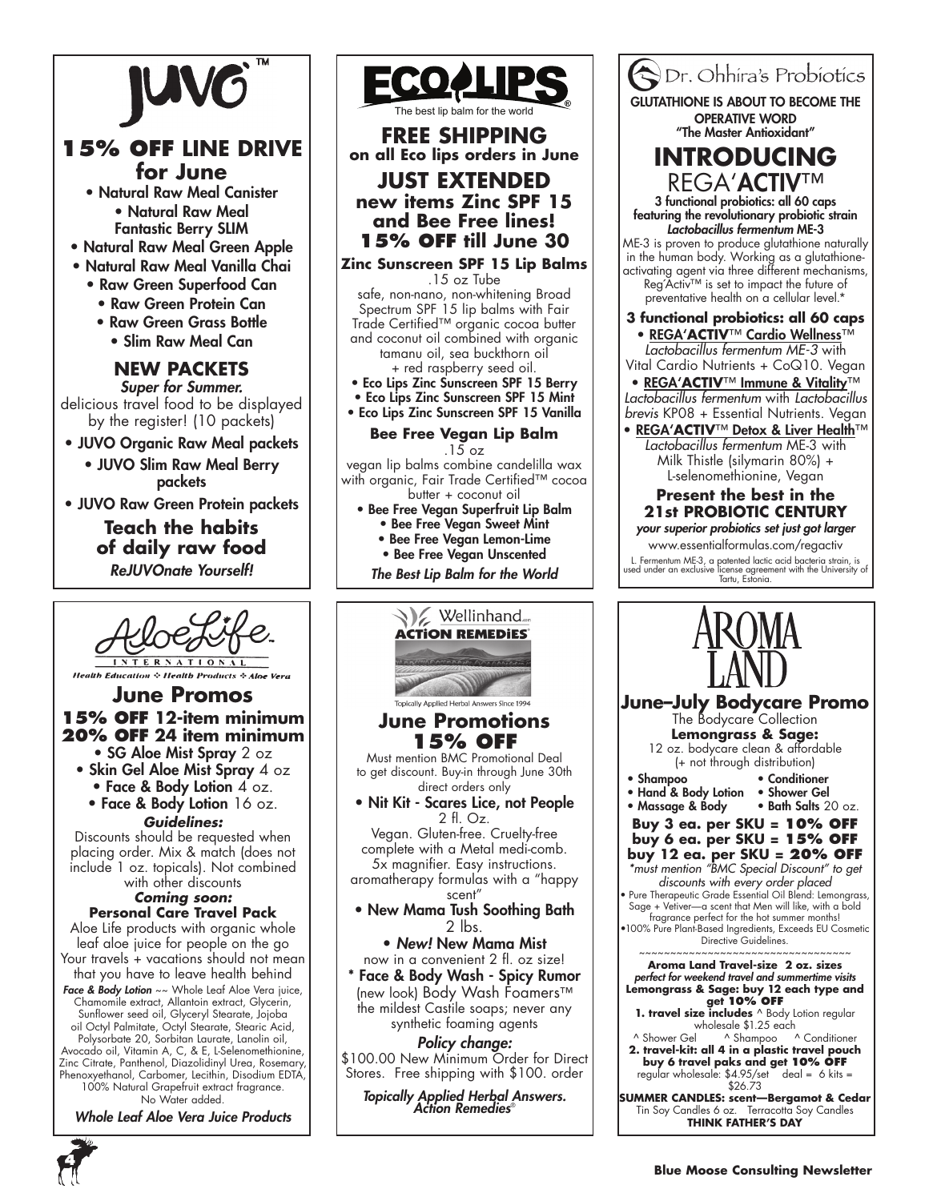# JUVO™

## 15% OFF LINE DRIVE for June

- Natural Raw Meal Canister
- Natural Raw Meal Fantastic Berry SLIM
- Natural Raw Meal Green Apple
- Natural Raw Meal Vanilla Chai
- Raw Green Superfood Can
- Raw Green Protein Can
- Raw Green Grass Bottle
- Slim Raw Meal Can

## NEW PACKETS

*Super for Summer.*

delicious travel food to be displayed by the register! (10 packets)

- JUVO Organic Raw Meal packets
- JUVO Slim Raw Meal Berry packets
- JUVO Raw Green Protein packets

**Teach the habits of daily raw food**

*ReJUVOnate Yourself!*

# ECO LIPS®

The best lip balm for the world

## FREE SHIPPING on all Eco lips orders in June

## JUST EXTENDED new items Zinc SPF 15 and Bee Free lines! 15% OFF till June 30

### Zinc Sunscreen SPF 15 Lip Balms

.15 oz Tube

safe, non-nano, non-whitening Broad Spectrum SPF 15 lip balms with Fair Trade Certified™ organic cocoa butter and coconut oil combined with organic tamanu oil, sea buckthorn oil + red raspberry seed oil.

- Eco Lips Zinc Sunscreen SPF 15 Berry
- Eco Lips Zinc Sunscreen SPF 15 Mint
- Eco Lips Zinc Sunscreen SPF 15 Vanilla

### Bee Free Vegan Lip Balm

.15 oz

vegan lip balms combine candelilla wax with organic, Fair Trade Certified™ cocoa butter + coconut oil

- Bee Free Vegan Superfruit Lip Balm
- Bee Free Vegan Sweet Mint
- Bee Free Vegan Lemon-Lime
- Bee Free Vegan Unscented

*The Best Lip Balm for the World*

# Dr. Ohhira's Probiotics

**GLUTATHIONE IS ABOUT TO BECOME THE OPERATIVE WORD "The Master Antioxidant"**

## INTRODUCING REGA'ACTIV™

**3 functional probiotics: all 60 caps featuring the revolutionary probiotic strain *Lactobacillus fermentum* ME-3**

ME-3 is proven to produce glutathione naturally in the human body. Working as a glutathione-activating agent via three different mechanisms, Reg'Activ™ is set to impact the future of preventative health on a cellular level.*

**3 functional probiotics: all 60 caps**

- REGA'ACTIV™ Cardio Wellness™ *Lactobacillus fermentum ME-3* with Vital Cardio Nutrients + CoQ10. Vegan
- REGA'ACTIV™ Immune & Vitality™ *Lactobacillus fermentum* with *Lactobacillus brevis* KP08 + Essential Nutrients. Vegan
- REGA'ACTIV™ Detox & Liver Health™ *Lactobacillus fermentum* ME-3 with Milk Thistle (silymarin 80%) + L-selenomethionine, Vegan

**Present the best in the 21st PROBIOTIC CENTURY**

*your superior probiotics set just got larger*

www.essentialformulas.com/regactiv

L. Fermentum ME-3, a patented lactic acid bacteria strain, is used under an exclusive license agreement with the University of Tartu, Estonia.

# AloeLife International

Health Education ❖ Health Products ❖ Aloe Vera

## June Promos

**15% OFF 12-item minimum**
**20% OFF 24 item minimum**

- SG Aloe Mist Spray 2 oz
- Skin Gel Aloe Mist Spray 4 oz
- Face & Body Lotion 4 oz.
- Face & Body Lotion 16 oz.

***Guidelines:***

Discounts should be requested when placing order. Mix & match (does not include 1 oz. topicals). Not combined with other discounts

***Coming soon:***

**Personal Care Travel Pack**

Aloe Life products with organic whole leaf aloe juice for people on the go Your travels + vacations should not mean that you have to leave health behind

***Face & Body Lotion*** ~~ Whole Leaf Aloe Vera juice, Chamomile extract, Allantoin extract, Glycerin, Sunflower seed oil, Glyceryl Stearate, Jojoba oil Octyl Palmitate, Octyl Stearate, Stearic Acid, Polysorbate 20, Sorbitan Laurate, Lanolin oil, Avocado oil, Vitamin A, C, & E, L-Selenomethionine, Zinc Citrate, Panthenol, Diazolidinyl Urea, Rosemary, Phenoxyethanol, Carbomer, Lecithin, Disodium EDTA, 100% Natural Grapefruit extract fragrance. No Water added.

*Whole Leaf Aloe Vera Juice Products*

# Wellinhand ACTION REMEDIES®

Topically Applied Herbal Answers Since 1994

## June Promotions 15% OFF

Must mention BMC Promotional Deal to get discount. Buy-in through June 30th direct orders only

- **Nit Kit - Scares Lice, not People** 2 fl. Oz.
  Vegan. Gluten-free. Cruelty-free complete with a Metal medi-comb. 5x magnifier. Easy instructions. aromatherapy formulas with a "happy scent"
- **New Mama Tush Soothing Bath** 2 lbs.
- ***New!* New Mama Mist** now in a convenient 2 fl. oz size!

**\* Face & Body Wash - Spicy Rumor** (new look) Body Wash Foamers™ the mildest Castile soaps; never any synthetic foaming agents

***Policy change:***

$100.00 New Minimum Order for Direct Stores. Free shipping with $100. order

*Topically Applied Herbal Answers. Action Remedies®*

# AROMA LAND

## June–July Bodycare Promo

The Bodycare Collection

**Lemongrass & Sage:**

12 oz. bodycare clean & affordable (+ not through distribution)

- Shampoo
- Conditioner
- Hand & Body Lotion
- Shower Gel
- Massage & Body
- Bath Salts 20 oz.

**Buy 3 ea. per SKU = 10% OFF**
**buy 6 ea. per SKU = 15% OFF**
**buy 12 ea. per SKU = 20% OFF**

*\*must mention "BMC Special Discount" to get discounts with every order placed*

- Pure Therapeutic Grade Essential Oil Blend: Lemongrass, Sage + Vetiver—a scent that Men will like, with a bold fragrance perfect for the hot summer months!
- 100% Pure Plant-Based Ingredients, Exceeds EU Cosmetic Directive Guidelines.

~~~~~~~~~~~~~~~~~~~~~~~~~~~~~~~~

**Aroma Land Travel-size 2 oz. sizes**

***perfect for weekend travel and summertime visits***

**Lemongrass & Sage: buy 12 each type and get 10% OFF**

**1. travel size includes** ^ Body Lotion regular wholesale $1.25 each
^ Shower Gel ^ Shampoo ^ Conditioner

**2. travel-kit: all 4 in a plastic travel pouch buy 6 travel paks and get 10% OFF**
regular wholesale: $4.95/set deal = 6 kits = $26.73

**SUMMER CANDLES: scent—Bergamot & Cedar**
Tin Soy Candles 6 oz. Terracotta Soy Candles

**THINK FATHER'S DAY**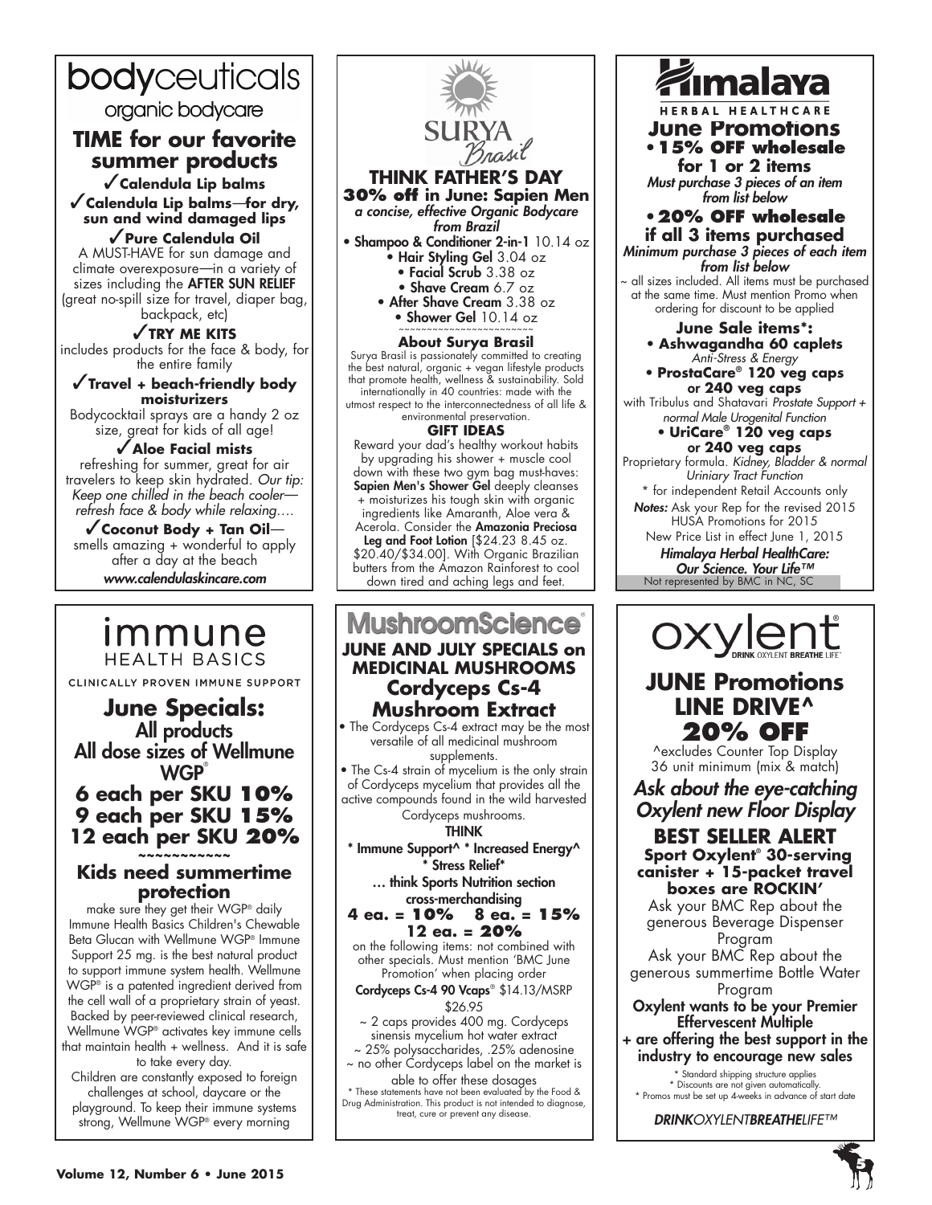# bodyceuticals

organic bodycare

## TIME for our favorite summer products

✓**Calendula Lip balms**

✓**Calendula Lip balms—for dry, sun and wind damaged lips**

✓**Pure Calendula Oil**

A MUST-HAVE for sun damage and climate overexposure—in a variety of sizes including the **AFTER SUN RELIEF** (great no-spill size for travel, diaper bag, backpack, etc)

✓**TRY ME KITS**

includes products for the face & body, for the entire family

✓**Travel + beach-friendly body moisturizers**

Bodycocktail sprays are a handy 2 oz size, great for kids of all age!

✓**Aloe Facial mists**

refreshing for summer, great for air travelers to keep skin hydrated. *Our tip: Keep one chilled in the beach cooler—refresh face & body while relaxing….*

✓**Coconut Body + Tan Oil**—

smells amazing + wonderful to apply after a day at the beach

*www.calendulaskincare.com*

# SURYA Brasil

## THINK FATHER'S DAY

**30% off in June: Sapien Men**

*a concise, effective Organic Bodycare from Brazil*

- **Shampoo & Conditioner 2-in-1** 10.14 oz
- **Hair Styling Gel** 3.04 oz
- **Facial Scrub** 3.38 oz
- **Shave Cream** 6.7 oz
- **After Shave Cream** 3.38 oz
- **Shower Gel** 10.14 oz

~~~~~~~~~~~~~~~~~~~~~~~~

**About Surya Brasil**

Surya Brasil is passionately committed to creating the best natural, organic + vegan lifestyle products that promote health, wellness & sustainability. Sold internationally in 40 countries: made with the utmost respect to the interconnectedness of all life & environmental preservation.

**GIFT IDEAS**

Reward your dad's healthy workout habits by upgrading his shower + muscle cool down with these two gym bag must-haves: **Sapien Men's Shower Gel** deeply cleanses + moisturizes his tough skin with organic ingredients like Amaranth, Aloe vera & Acerola. Consider the **Amazonia Preciosa Leg and Foot Lotion** [$24.23 8.45 oz. $20.40/$34.00]. With Organic Brazilian butters from the Amazon Rainforest to cool down tired and aching legs and feet.

# Himalaya

HERBAL HEALTHCARE

## June Promotions

**•15% OFF wholesale for 1 or 2 items**

*Must purchase 3 pieces of an item from list below*

**•20% OFF wholesale if all 3 items purchased**

*Minimum purchase 3 pieces of each item from list below*

~ all sizes included. All items must be purchased at the same time. Must mention Promo when ordering for discount to be applied

**June Sale items*:**

- **Ashwagandha 60 caplets** *Anti-Stress & Energy*
- **ProstaCare® 120 veg caps or 240 veg caps** with Tribulus and Shatavari *Prostate Support + normal Male Urogenital Function*
- **UriCare® 120 veg caps or 240 veg caps** Proprietary formula. *Kidney, Bladder & normal Uriniary Tract Function*

* for independent Retail Accounts only

***Notes:*** Ask your Rep for the revised 2015 HUSA Promotions for 2015

New Price List in effect June 1, 2015

***Himalaya Herbal HealthCare: Our Science. Your Life™***

Not represented by BMC in NC, SC

# immune HEALTH BASICS

CLINICALLY PROVEN IMMUNE SUPPORT

## June Specials:

**All products**

**All dose sizes of Wellmune WGP®**

**6 each per SKU 10%**
**9 each per SKU 15%**
**12 each per SKU 20%**

~~~~~~~~~~~

### Kids need summertime protection

make sure they get their WGP® daily Immune Health Basics Children's Chewable Beta Glucan with Wellmune WGP® Immune Support 25 mg. is the best natural product to support immune system health. Wellmune WGP® is a patented ingredient derived from the cell wall of a proprietary strain of yeast. Backed by peer-reviewed clinical research, Wellmune WGP® activates key immune cells that maintain health + wellness. And it is safe to take every day.

Children are constantly exposed to foreign challenges at school, daycare or the playground. To keep their immune systems strong, Wellmune WGP® every morning

# MushroomScience®

## JUNE AND JULY SPECIALS on MEDICINAL MUSHROOMS

## Cordyceps Cs-4 Mushroom Extract

- The Cordyceps Cs-4 extract may be the most versatile of all medicinal mushroom supplements.
- The Cs-4 strain of mycelium is the only strain of Cordyceps mycelium that provides all the active compounds found in the wild harvested Cordyceps mushrooms.

**THINK**

**\* Immune Support^ \* Increased Energy^ \* Stress Relief\***

**… think Sports Nutrition section cross-merchandising**

**4 ea. = 10%   8 ea. = 15%**
**12 ea. = 20%**

on the following items: not combined with other specials. Must mention 'BMC June Promotion' when placing order

**Cordyceps Cs-4 90 Vcaps**® $14.13/MSRP $26.95

~ 2 caps provides 400 mg. Cordyceps sinensis mycelium hot water extract
~ 25% polysaccharides, .25% adenosine
~ no other Cordyceps label on the market is able to offer these dosages

\* These statements have not been evaluated by the Food & Drug Administration. This product is not intended to diagnose, treat, cure or prevent any disease.

# oxylent®

DRINK OXYLENT BREATHE LIFE™

## JUNE Promotions LINE DRIVE^ 20% OFF

^excludes Counter Top Display
36 unit minimum (mix & match)

***Ask about the eye-catching Oxylent new Floor Display***

### BEST SELLER ALERT

**Sport Oxylent® 30-serving canister + 15-packet travel boxes are ROCKIN'**

Ask your BMC Rep about the generous Beverage Dispenser Program

Ask your BMC Rep about the generous summertime Bottle Water Program

**Oxylent wants to be your Premier Effervescent Multiple + are offering the best support in the industry to encourage new sales**

\* Standard shipping structure applies
\* Discounts are not given automatically.
\* Promos must be set up 4-weeks in advance of start date

***DRINK**OXYLENT**BREATHE**LIFE™*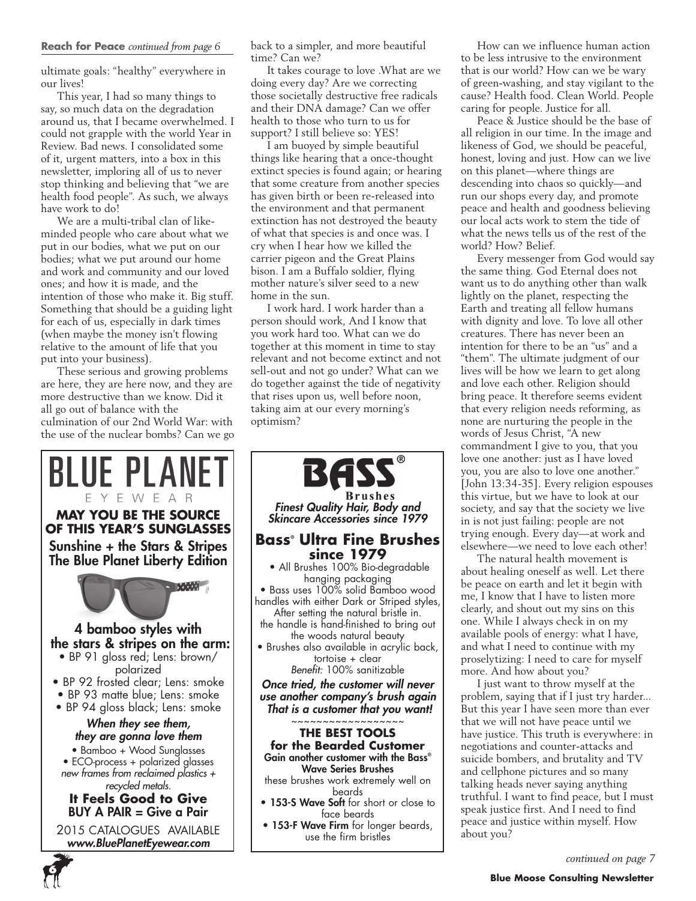**Reach for Peace** *continued from page 6*

ultimate goals: "healthy" everywhere in our lives!

This year, I had so many things to say, so much data on the degradation around us, that I became overwhelmed. I could not grapple with the world Year in Review. Bad news. I consolidated some of it, urgent matters, into a box in this newsletter, imploring all of us to never stop thinking and believing that "we are health food people". As such, we always have work to do!

We are a multi-tribal clan of like-minded people who care about what we put in our bodies, what we put on our bodies; what we put around our home and work and community and our loved ones; and how it is made, and the intention of those who make it. Big stuff. Something that should be a guiding light for each of us, especially in dark times (when maybe the money isn't flowing relative to the amount of life that you put into your business).

These serious and growing problems are here, they are here now, and they are more destructive than we know. Did it all go out of balance with the culmination of our 2nd World War: with the use of the nuclear bombs? Can we go back to a simpler, and more beautiful time? Can we?

It takes courage to love .What are we doing every day? Are we correcting those societally destructive free radicals and their DNA damage? Can we offer health to those who turn to us for support? I still believe so: YES!

I am buoyed by simple beautiful things like hearing that a once-thought extinct species is found again; or hearing that some creature from another species has given birth or been re-released into the environment and that permanent extinction has not destroyed the beauty of what that species is and once was. I cry when I hear how we killed the carrier pigeon and the Great Plains bison. I am a Buffalo soldier, flying mother nature's silver seed to a new home in the sun.

I work hard. I work harder than a person should work, And I know that you work hard too. What can we do together at this moment in time to stay relevant and not become extinct and not sell-out and not go under? What can we do together against the tide of negativity that rises upon us, well before noon, taking aim at our every morning's optimism?

How can we influence human action to be less intrusive to the environment that is our world? How can we be wary of green-washing, and stay vigilant to the cause? Health food. Clean World. People caring for people. Justice for all.

Peace & Justice should be the base of all religion in our time. In the image and likeness of God, we should be peaceful, honest, loving and just. How can we live on this planet—where things are descending into chaos so quickly—and run our shops every day, and promote peace and health and goodness believing our local acts work to stem the tide of what the news tells us of the rest of the world? How? Belief.

Every messenger from God would say the same thing. God Eternal does not want us to do anything other than walk lightly on the planet, respecting the Earth and treating all fellow humans with dignity and love. To love all other creatures. There has never been an intention for there to be an "us" and a "them". The ultimate judgment of our lives will be how we learn to get along and love each other. Religion should bring peace. It therefore seems evident that every religion needs reforming, as none are nurturing the people in the words of Jesus Christ, "A new commandment I give to you, that you love one another: just as I have loved you, you are also to love one another." [John 13:34-35]. Every religion espouses this virtue, but we have to look at our society, and say that the society we live in is not just failing: people are not trying enough. Every day—at work and elsewhere—we need to love each other!

The natural health movement is about healing oneself as well. Let there be peace on earth and let it begin with me, I know that I have to listen more clearly, and shout out my sins on this one. While I always check in on my available pools of energy: what I have, and what I need to continue with my proselytizing: I need to care for myself more. And how about you?

I just want to throw myself at the problem, saying that if I just try harder... But this year I have seen more than ever that we will not have peace until we have justice. This truth is everywhere: in negotiations and counter-attacks and suicide bombers, and brutality and TV and cellphone pictures and so many talking heads never saying anything truthful. I want to find peace, but I must speak justice first. And I need to find peace and justice within myself. How about you?

*continued on page 7*

---

# BLUE PLANET
EYEWEAR

**MAY YOU BE THE SOURCE OF THIS YEAR'S SUNGLASSES**

**Sunshine + the Stars & Stripes**
**The Blue Planet Liberty Edition**

**4 bamboo styles with the stars & stripes on the arm:**

- BP 91 gloss red; Lens: brown/ polarized
- BP 92 frosted clear; Lens: smoke
- BP 93 matte blue; Lens: smoke
- BP 94 gloss black; Lens: smoke

***When they see them, they are gonna love them***

- Bamboo + Wood Sunglasses
- ECO-process + polarized glasses

*new frames from reclaimed plastics + recycled metals.*

**It Feels Good to Give**
**BUY A PAIR = Give a Pair**

2015 CATALOGUES AVAILABLE
***www.BluePlanetEyewear.com***

---

# BASS®
**Brushes**

***Finest Quality Hair, Body and Skincare Accessories since 1979***

## Bass® Ultra Fine Brushes since 1979

- All Brushes 100% Bio-degradable hanging packaging
- Bass uses 100% solid Bamboo wood handles with either Dark or Striped styles, After setting the natural bristle in. the handle is hand-finished to bring out the woods natural beauty
- Brushes also available in acrylic back, tortoise + clear

*Benefit:* 100% sanitizable

***Once tried, the customer will never use another company's brush again That is a customer that you want!***

~~~~~~~~~~~~~~~~~~

**THE BEST TOOLS for the Bearded Customer**

**Gain another customer with the Bass® Wave Series Brushes**

these brushes work extremely well on beards

- **153-S Wave Soft** for short or close to face beards
- **153-F Wave Firm** for longer beards, use the firm bristles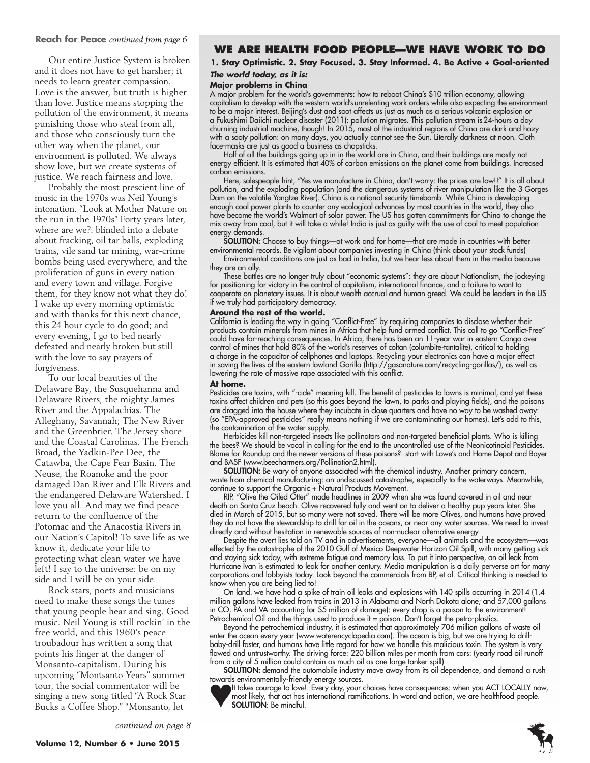**Reach for Peace** *continued from page 6*

Our entire Justice System is broken and it does not have to get harsher; it needs to learn greater compassion. Love is the answer, but truth is higher than love. Justice means stopping the pollution of the environment, it means punishing those who steal from all, and those who consciously turn the other way when the planet, our environment is polluted. We always show love, but we create systems of justice. We reach fairness and love.

Probably the most prescient line of music in the 1970s was Neil Young's intonation. "Look at Mother Nature on the run in the 1970s" Forty years later, where are we?: blinded into a debate about fracking, oil tar balls, exploding trains, vile sand tar mining, war-crime bombs being used everywhere, and the proliferation of guns in every nation and every town and village. Forgive them, for they know not what they do! I wake up every morning optimistic and with thanks for this next chance, this 24 hour cycle to do good; and every evening, I go to bed nearly defeated and nearly broken but still with the love to say prayers of forgiveness.

To our local beauties of the Delaware Bay, the Susquehanna and Delaware Rivers, the mighty James River and the Appalachias. The Alleghany, Savannah; The New River and the Greenbrier. The Jersey shore and the Coastal Carolinas. The French Broad, the Yadkin-Pee Dee, the Catawba, the Cape Fear Basin. The Neuse, the Roanoke and the poor damaged Dan River and Elk Rivers and the endangered Delaware Watershed. I love you all. And may we find peace return to the confluence of the Potomac and the Anacostia Rivers in our Nation's Capitol! To save life as we know it, dedicate your life to protecting what clean water we have left! I say to the universe: be on my side and I will be on your side.

Rock stars, poets and musicians need to make these songs the tunes that young people hear and sing. Good music. Neil Young is still rockin' in the free world, and this 1960's peace troubadour has written a song that points his finger at the danger of Monsanto-capitalism. During his upcoming "Montsanto Years" summer tour, the social commentator will be singing a new song titled "A Rock Star Bucks a Coffee Shop." "Monsanto, let

*continued on page 8*

## WE ARE HEALTH FOOD PEOPLE—WE HAVE WORK TO DO

**1. Stay Optimistic. 2. Stay Focused. 3. Stay Informed. 4. Be Active + Goal-oriented**

***The world today, as it is:***

**Major problems in China**

A major problem for the world's governments: how to reboot China's $10 trillion economy, allowing capitalism to develop with the western world's unrelenting work orders while also expecting the environment to be a major interest. Beijing's dust and soot affects us just as much as a serious volcanic explosion or a Fukushimi Daiichi nuclear disaster (2011): pollution migrates. This pollution stream is 24-hours a day churning industrial machine, though! In 2015, most of the industrial regions of China are dark and hazy with a sooty pollution: on many days, you actually cannot see the Sun. Literally darkness at noon. Cloth face-masks are just as good a business as chopsticks.

Half of all the buildings going up in in the world are in China, and their buildings are mostly not energy efficient. It is estimated that 40% of carbon emissions on the planet come from buildings. Increased carbon emissions.

Here, salespeople hint, "Yes we manufacture in China, don't worry: the prices are low!!" It is all about pollution, and the exploding population (and the dangerous systems of river manipulation like the 3 Gorges Dam on the volatile Yangtze River). China is a national security timebomb. While China is developing enough coal power plants to counter any ecological advances by most countries in the world, they also have become the world's Walmart of solar power. The US has gotten commitments for China to change the mix away from coal, but it will take a while! India is just as guilty with the use of coal to meet population energy demands.

**SOLUTION:** Choose to buy things—at work and for home—that are made in countries with better environmental records. Be vigilant about companies investing in China (think about your stock funds)

Environmental conditions are just as bad in India, but we hear less about them in the media because they are an ally.

These battles are no longer truly about "economic systems": they are about Nationalism, the jockeying for positioning for victory in the control of capitalism, international finance, and a failure to want to cooperate on planetary issues. It is about wealth accrual and human greed. We could be leaders in the US if we truly had participatory democracy.

**Around the rest of the world.**

California is leading the way in going "Conflict-Free" by requiring companies to disclose whether their products contain minerals from mines in Africa that help fund armed conflict. This call to go "Conflict-Free" could have far-reaching consequences. In Africa, there has been an 11-year war in eastern Congo over control of mines that hold 80% of the world's reserves of coltan (columbite-tantalite), critical to holding a charge in the capacitor of cellphones and laptops. Recycling your electronics can have a major effect in saving the lives of the eastern lowland Gorilla (http://gasanature.com/recycling-gorillas/), as well as lowering the rate of massive rape associated with this conflict.

**At home.**

Pesticides are toxins, with "-cide" meaning kill. The benefit of pesticides to lawns is minimal, and yet these toxins affect children and pets (so this goes beyond the lawn, to parks and playing fields), and the poisons are dragged into the house where they incubate in close quarters and have no way to be washed away: (so "EPA-approved pesticides" really means nothing if we are contaminating our homes). Let's add to this, the contamination of the water supply.

Herbicides kill non-targeted insects like pollinators and non-targeted beneficial plants. Who is killing the bees? We should be vocal in calling for the end to the uncontrolled use of the Neonicotinoid Pesticides. Blame for Roundup and the newer versions of these poisons?: start with Lowe's and Home Depot and Bayer and BASF (www.beecharmers.org/Pollination2.html).

**SOLUTION:** Be wary of anyone associated with the chemical industry. Another primary concern, waste from chemical manufacturing: an undiscussed catastrophe, especially to the waterways. Meanwhile, continue to support the Organic + Natural Products Movement.

RIP. "Olive the Oiled Otter" made headlines in 2009 when she was found covered in oil and near death on Santa Cruz beach. Olive recovered fully and went on to deliver a healthy pup years later. She died in March of 2015, but so many were not saved. There will be more Olives, and humans have proved they do not have the stewardship to drill for oil in the oceans, or near any water sources. We need to invest directly and without hesitation in renewable sources of non-nuclear alternative energy.

Despite the overt lies told on TV and in advertisements, everyone—all animals and the ecosystem—was effected by the catastrophe of the 2010 Gulf of Mexico Deepwater Horizon Oil Spill, with many getting sick and staying sick today, with extreme fatigue and memory loss. To put it into perspective, an oil leak from Hurricane Ivan is estimated to leak for another century. Media manipulation is a daily perverse art for many corporations and lobbyists today. Look beyond the commercials from BP, et al. Critical thinking is needed to know when you are being lied to!

On land. we have had a spike of train oil leaks and explosions with 140 spills occurring in 2014 (1.4 million gallons have leaked from trains in 2013 in Alabama and North Dakota alone; and 57,000 gallons in CO, PA and VA accounting for $5 million of damage): every drop is a poison to the environment! Petrochemical Oil and the things used to produce it = poison. Don't forget the petro-plastics.

Beyond the petrochemical industry, it is estimated that approximately 706 million gallons of waste oil enter the ocean every year (www.waterencyclopedia.com). The ocean is big, but we are trying to drill-baby-drill faster, and humans have little regard for how we handle this malicious toxin. The system is very flawed and untrustworthy. The driving force: 220 billion miles per month from cars: (yearly road oil runoff from a city of 5 million could contain as much oil as one large tanker spill)

**SOLUTION:** demand the automobile industry move away from its oil dependence, and demand a rush towards environmentally-friendly energy sources.

♥ It takes courage to love!. Every day, your choices have consequences: when you ACT LOCALLY now, most likely, that act has international ramifications. In word and action, we are healthfood people. **SOLUTION**: Be mindful.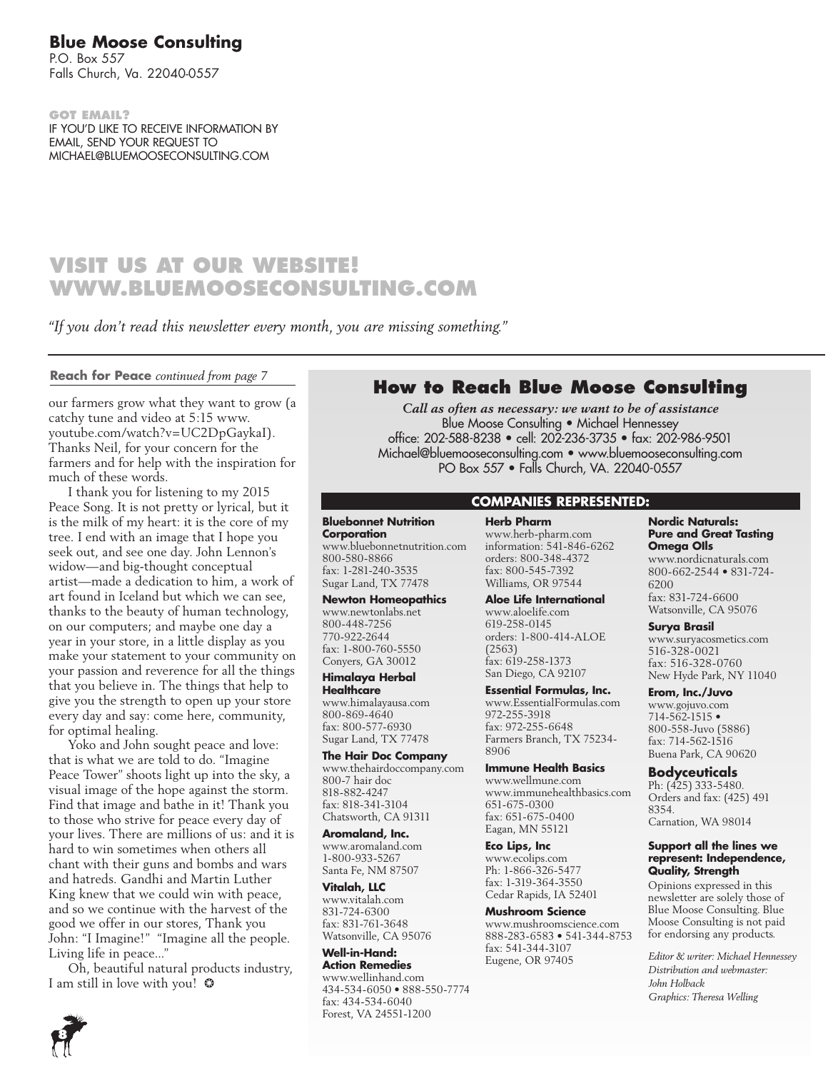**Blue Moose Consulting**
P.O. Box 557
Falls Church, Va. 22040-0557

**GOT EMAIL?**
IF YOU'D LIKE TO RECEIVE INFORMATION BY EMAIL, SEND YOUR REQUEST TO MICHAEL@BLUEMOOSECONSULTING.COM

## VISIT US AT OUR WEBSITE! WWW.BLUEMOOSECONSULTING.COM

*"If you don't read this newsletter every month, you are missing something."*

**Reach for Peace** *continued from page 7*

our farmers grow what they want to grow (a catchy tune and video at 5:15 www.youtube.com/watch?v=UC2DpGaykaI). Thanks Neil, for your concern for the farmers and for help with the inspiration for much of these words.

I thank you for listening to my 2015 Peace Song. It is not pretty or lyrical, but it is the milk of my heart: it is the core of my tree. I end with an image that I hope you seek out, and see one day. John Lennon's widow—and big-thought conceptual artist—made a dedication to him, a work of art found in Iceland but which we can see, thanks to the beauty of human technology, on our computers; and maybe one day a year in your store, in a little display as you make your statement to your community on your passion and reverence for all the things that you believe in. The things that help to give you the strength to open up your store every day and say: come here, community, for optimal healing.

Yoko and John sought peace and love: that is what we are told to do. "Imagine Peace Tower" shoots light up into the sky, a visual image of the hope against the storm. Find that image and bathe in it! Thank you to those who strive for peace every day of your lives. There are millions of us: and it is hard to win sometimes when others all chant with their guns and bombs and wars and hatreds. Gandhi and Martin Luther King knew that we could win with peace, and so we continue with the harvest of the good we offer in our stores, Thank you John: "I Imagine!" "Imagine all the people. Living life in peace..."

Oh, beautiful natural products industry, I am still in love with you! ✪

## How to Reach Blue Moose Consulting

***Call as often as necessary: we want to be of assistance***
Blue Moose Consulting • Michael Hennessey
office: 202-588-8238 • cell: 202-236-3735 • fax: 202-986-9501
Michael@bluemooseconsulting.com • www.bluemooseconsulting.com
PO Box 557 • Falls Church, VA. 22040-0557

### COMPANIES REPRESENTED:

**Bluebonnet Nutrition Corporation**
www.bluebonnetnutrition.com
800-580-8866
fax: 1-281-240-3535
Sugar Land, TX 77478

**Newton Homeopathics**
www.newtonlabs.net
800-448-7256
770-922-2644
fax: 1-800-760-5550
Conyers, GA 30012

**Himalaya Herbal Healthcare**
www.himalayausa.com
800-869-4640
fax: 800-577-6930
Sugar Land, TX 77478

**The Hair Doc Company**
www.thehairdoccompany.com
800-7 hair doc
818-882-4247
fax: 818-341-3104
Chatsworth, CA 91311

**Aromaland, Inc.**
www.aromaland.com
1-800-933-5267
Santa Fe, NM 87507

**Vitalah, LLC**
www.vitalah.com
831-724-6300
fax: 831-761-3648
Watsonville, CA 95076

**Well-in-Hand: Action Remedies**
www.wellinhand.com
434-534-6050 • 888-550-7774
fax: 434-534-6040
Forest, VA 24551-1200

**Herb Pharm**
www.herb-pharm.com
information: 541-846-6262
orders: 800-348-4372
fax: 800-545-7392
Williams, OR 97544

**Aloe Life International**
www.aloelife.com
619-258-0145
orders: 1-800-414-ALOE (2563)
fax: 619-258-1373
San Diego, CA 92107

**Essential Formulas, Inc.**
www.EssentialFormulas.com
972-255-3918
fax: 972-255-6648
Farmers Branch, TX 75234-8906

**Immune Health Basics**
www.wellmune.com
www.immunehealthbasics.com
651-675-0300
fax: 651-675-0400
Eagan, MN 55121

**Eco Lips, Inc**
www.ecolips.com
Ph: 1-866-326-5477
fax: 1-319-364-3550
Cedar Rapids, IA 52401

**Mushroom Science**
www.mushroomscience.com
888-283-6583 • 541-344-8753
fax: 541-344-3107
Eugene, OR 97405

**Nordic Naturals: Pure and Great Tasting Omega Oils**
www.nordicnaturals.com
800-662-2544 • 831-724-6200
fax: 831-724-6600
Watsonville, CA 95076

**Surya Brasil**
www.suryacosmetics.com
516-328-0021
fax: 516-328-0760
New Hyde Park, NY 11040

**Erom, Inc./Juvo**
www.gojuvo.com
714-562-1515 •
800-558-Juvo (5886)
fax: 714-562-1516
Buena Park, CA 90620

**Bodyceuticals**
Ph: (425) 333-5480.
Orders and fax: (425) 491 8354.
Carnation, WA 98014

**Support all the lines we represent: Independence, Quality, Strength**

Opinions expressed in this newsletter are solely those of Blue Moose Consulting. Blue Moose Consulting is not paid for endorsing any products.

*Editor & writer: Michael Hennessey*
*Distribution and webmaster: John Holback*
*Graphics: Theresa Welling*